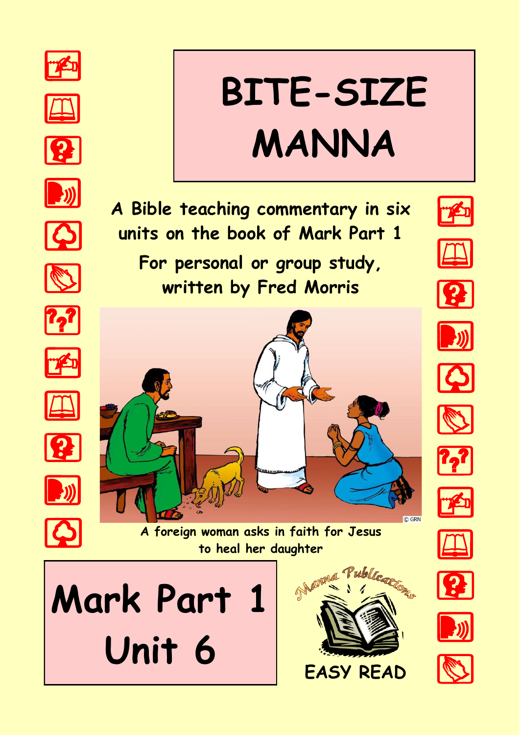# BITE-SIZE MANNA

A Bible teaching commentary in six units on the book of Mark Part 1

For personal or group study, written by Fred Morris

A foreign woman asks in faith for Jesus to heal her daughter

## Mark Part 1 Unit 6

Manna Publications

EASY READ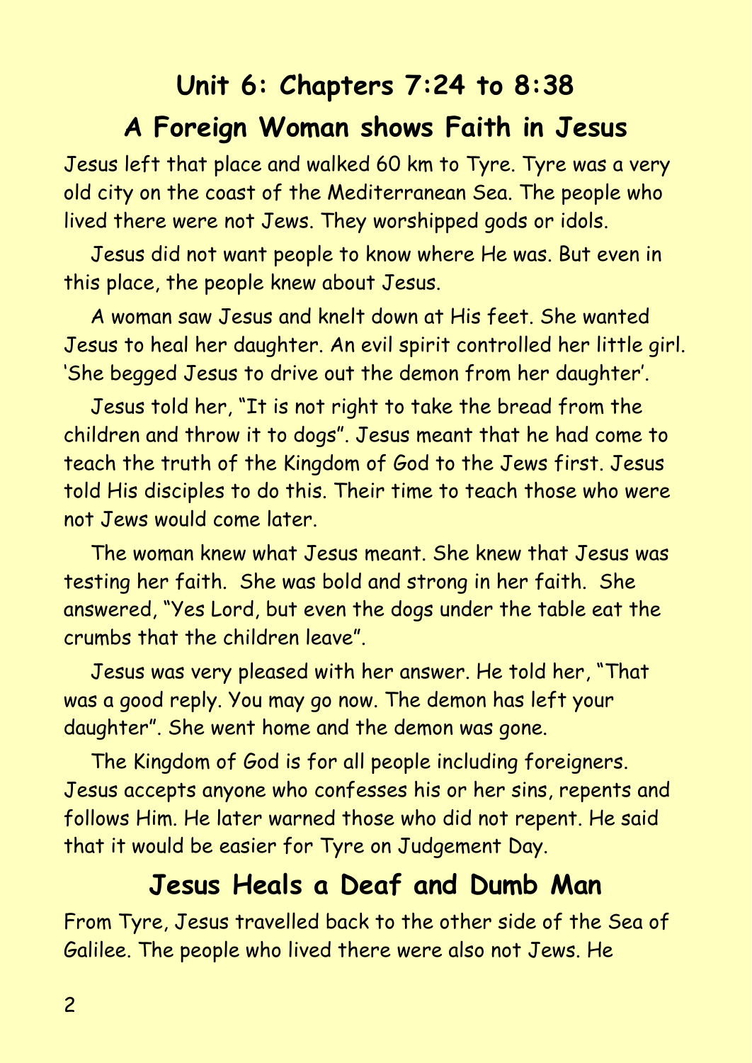# Unit 6: Chapters 7:24 to 8:38

## A Foreign Woman shows Faith in Jesus

Jesus left that place and walked 60 km to Tyre. Tyre was a very old city on the coast of the Mediterranean Sea. The people who lived there were not Jews. They worshipped gods or idols.

Jesus did not want people to know where He was. But even in this place, the people knew about Jesus.

A woman saw Jesus and knelt down at His feet. She wanted Jesus to heal her daughter. An evil spirit controlled her little girl. 'She begged Jesus to drive out the demon from her daughter'.

Jesus told her, "It is not right to take the bread from the children and throw it to dogs". Jesus meant that he had come to teach the truth of the Kingdom of God to the Jews first. Jesus told His disciples to do this. Their time to teach those who were not Jews would come later.

The woman knew what Jesus meant. She knew that Jesus was testing her faith. She was bold and strong in her faith. She answered, "Yes Lord, but even the dogs under the table eat the crumbs that the children leave".

Jesus was very pleased with her answer. He told her, "That was a good reply. You may go now. The demon has left your daughter". She went home and the demon was gone.

The Kingdom of God is for all people including foreigners. Jesus accepts anyone who confesses his or her sins, repents and follows Him. He later warned those who did not repent. He said that it would be easier for Tyre on Judgement Day.

## Jesus Heals a Deaf and Dumb Man

From Tyre, Jesus travelled back to the other side of the Sea of Galilee. The people who lived there were also not Jews. He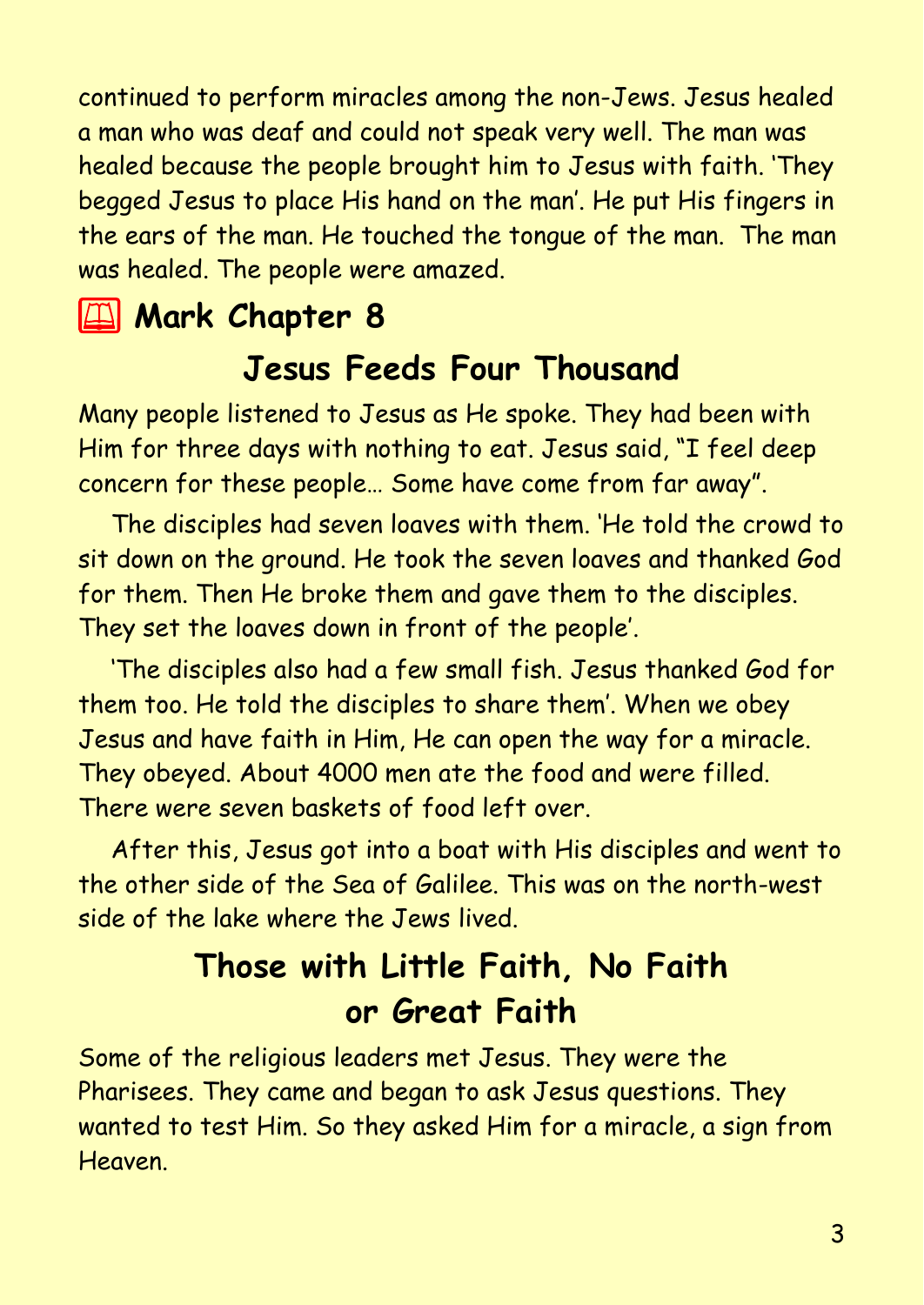continued to perform miracles among the non-Jews. Jesus healed a man who was deaf and could not speak very well. The man was healed because the people brought him to Jesus with faith. 'They begged Jesus to place His hand on the man'. He put His fingers in the ears of the man. He touched the tongue of the man. The man was healed. The people were amazed.

## 📖 Mark Chapter 8

### Jesus Feeds Four Thousand

Many people listened to Jesus as He spoke. They had been with Him for three days with nothing to eat. Jesus said, "I feel deep concern for these people… Some have come from far away".

The disciples had seven loaves with them. 'He told the crowd to sit down on the ground. He took the seven loaves and thanked God for them. Then He broke them and gave them to the disciples. They set the loaves down in front of the people'.

'The disciples also had a few small fish. Jesus thanked God for them too. He told the disciples to share them'. When we obey Jesus and have faith in Him, He can open the way for a miracle. They obeyed. About 4000 men ate the food and were filled. There were seven baskets of food left over.

After this, Jesus got into a boat with His disciples and went to the other side of the Sea of Galilee. This was on the north-west side of the lake where the Jews lived.

### Those with Little Faith, No Faith or Great Faith

Some of the religious leaders met Jesus. They were the Pharisees. They came and began to ask Jesus questions. They wanted to test Him. So they asked Him for a miracle, a sign from Heaven.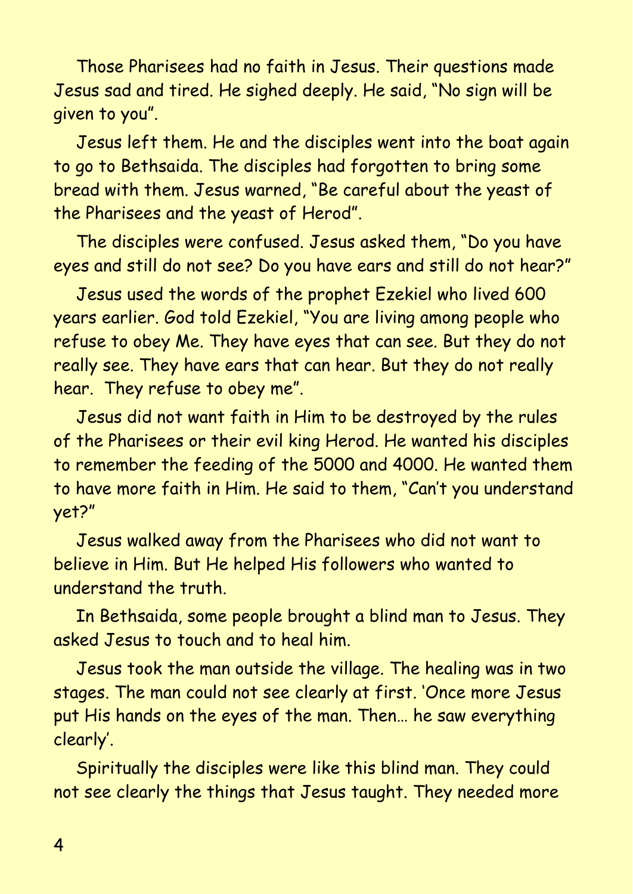Those Pharisees had no faith in Jesus. Their questions made Jesus sad and tired. He sighed deeply. He said, "No sign will be given to you".

Jesus left them. He and the disciples went into the boat again to go to Bethsaida. The disciples had forgotten to bring some bread with them. Jesus warned, "Be careful about the yeast of the Pharisees and the yeast of Herod".

The disciples were confused. Jesus asked them, "Do you have eyes and still do not see? Do you have ears and still do not hear?"

Jesus used the words of the prophet Ezekiel who lived 600 years earlier. God told Ezekiel, "You are living among people who refuse to obey Me. They have eyes that can see. But they do not really see. They have ears that can hear. But they do not really hear. They refuse to obey me".

Jesus did not want faith in Him to be destroyed by the rules of the Pharisees or their evil king Herod. He wanted his disciples to remember the feeding of the 5000 and 4000. He wanted them to have more faith in Him. He said to them, "Can't you understand yet?"

Jesus walked away from the Pharisees who did not want to believe in Him. But He helped His followers who wanted to understand the truth.

In Bethsaida, some people brought a blind man to Jesus. They asked Jesus to touch and to heal him.

Jesus took the man outside the village. The healing was in two stages. The man could not see clearly at first. 'Once more Jesus put His hands on the eyes of the man. Then… he saw everything clearly'.

Spiritually the disciples were like this blind man. They could not see clearly the things that Jesus taught. They needed more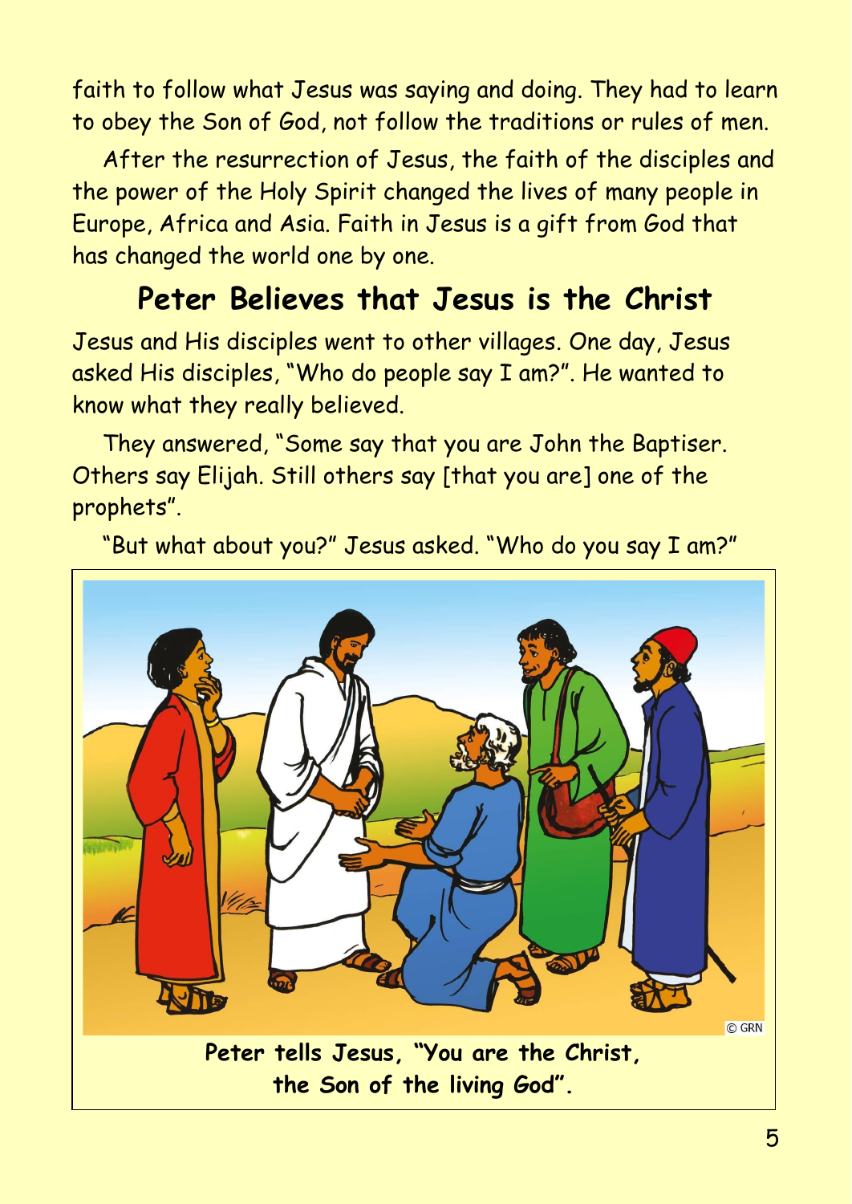faith to follow what Jesus was saying and doing. They had to learn to obey the Son of God, not follow the traditions or rules of men.

After the resurrection of Jesus, the faith of the disciples and the power of the Holy Spirit changed the lives of many people in Europe, Africa and Asia. Faith in Jesus is a gift from God that has changed the world one by one.

## Peter Believes that Jesus is the Christ

Jesus and His disciples went to other villages. One day, Jesus asked His disciples, "Who do people say I am?". He wanted to know what they really believed.

They answered, "Some say that you are John the Baptiser. Others say Elijah. Still others say [that you are] one of the prophets".

"But what about you?" Jesus asked. "Who do you say I am?"

**Peter tells Jesus, "You are the Christ, the Son of the living God".**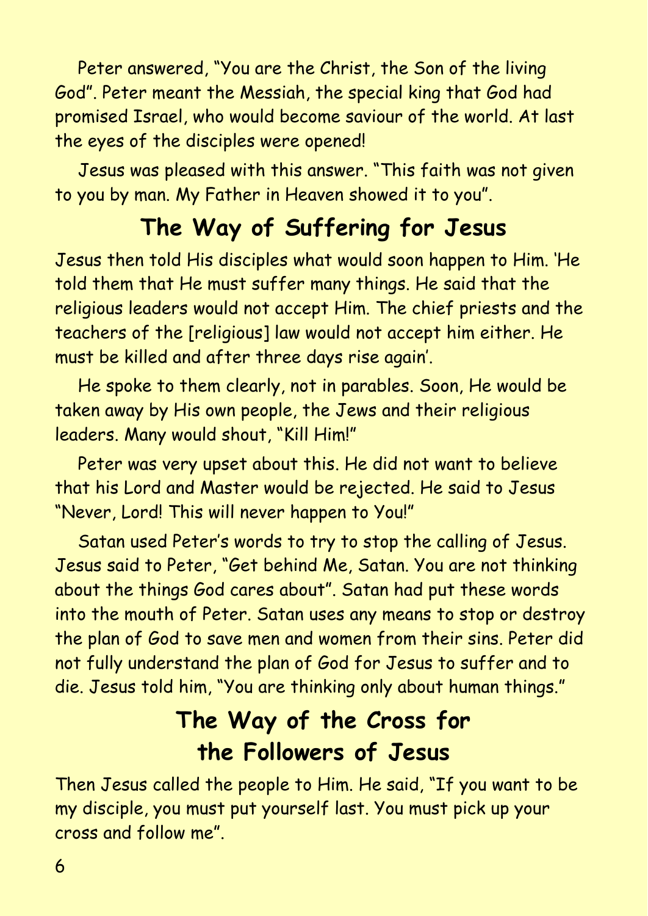Peter answered, “You are the Christ, the Son of the living God”. Peter meant the Messiah, the special king that God had promised Israel, who would become saviour of the world. At last the eyes of the disciples were opened!

Jesus was pleased with this answer. “This faith was not given to you by man. My Father in Heaven showed it to you”.

## The Way of Suffering for Jesus

Jesus then told His disciples what would soon happen to Him. ‘He told them that He must suffer many things. He said that the religious leaders would not accept Him. The chief priests and the teachers of the [religious] law would not accept him either. He must be killed and after three days rise again’.

He spoke to them clearly, not in parables. Soon, He would be taken away by His own people, the Jews and their religious leaders. Many would shout, “Kill Him!”

Peter was very upset about this. He did not want to believe that his Lord and Master would be rejected. He said to Jesus “Never, Lord! This will never happen to You!”

Satan used Peter’s words to try to stop the calling of Jesus. Jesus said to Peter, “Get behind Me, Satan. You are not thinking about the things God cares about”. Satan had put these words into the mouth of Peter. Satan uses any means to stop or destroy the plan of God to save men and women from their sins. Peter did not fully understand the plan of God for Jesus to suffer and to die. Jesus told him, “You are thinking only about human things.”

## The Way of the Cross for the Followers of Jesus

Then Jesus called the people to Him. He said, “If you want to be my disciple, you must put yourself last. You must pick up your cross and follow me”.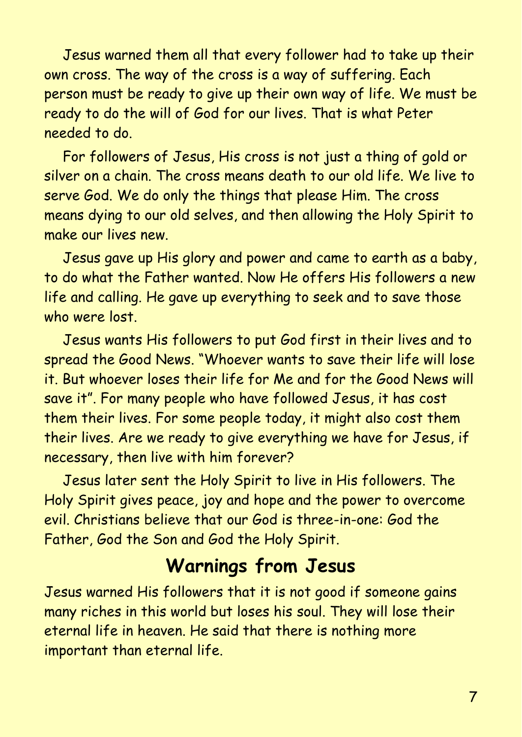Jesus warned them all that every follower had to take up their own cross. The way of the cross is a way of suffering. Each person must be ready to give up their own way of life. We must be ready to do the will of God for our lives. That is what Peter needed to do.

For followers of Jesus, His cross is not just a thing of gold or silver on a chain. The cross means death to our old life. We live to serve God. We do only the things that please Him. The cross means dying to our old selves, and then allowing the Holy Spirit to make our lives new.

Jesus gave up His glory and power and came to earth as a baby, to do what the Father wanted. Now He offers His followers a new life and calling. He gave up everything to seek and to save those who were lost.

Jesus wants His followers to put God first in their lives and to spread the Good News. "Whoever wants to save their life will lose it. But whoever loses their life for Me and for the Good News will save it". For many people who have followed Jesus, it has cost them their lives. For some people today, it might also cost them their lives. Are we ready to give everything we have for Jesus, if necessary, then live with him forever?

Jesus later sent the Holy Spirit to live in His followers. The Holy Spirit gives peace, joy and hope and the power to overcome evil. Christians believe that our God is three-in-one: God the Father, God the Son and God the Holy Spirit.

## Warnings from Jesus

Jesus warned His followers that it is not good if someone gains many riches in this world but loses his soul. They will lose their eternal life in heaven. He said that there is nothing more important than eternal life.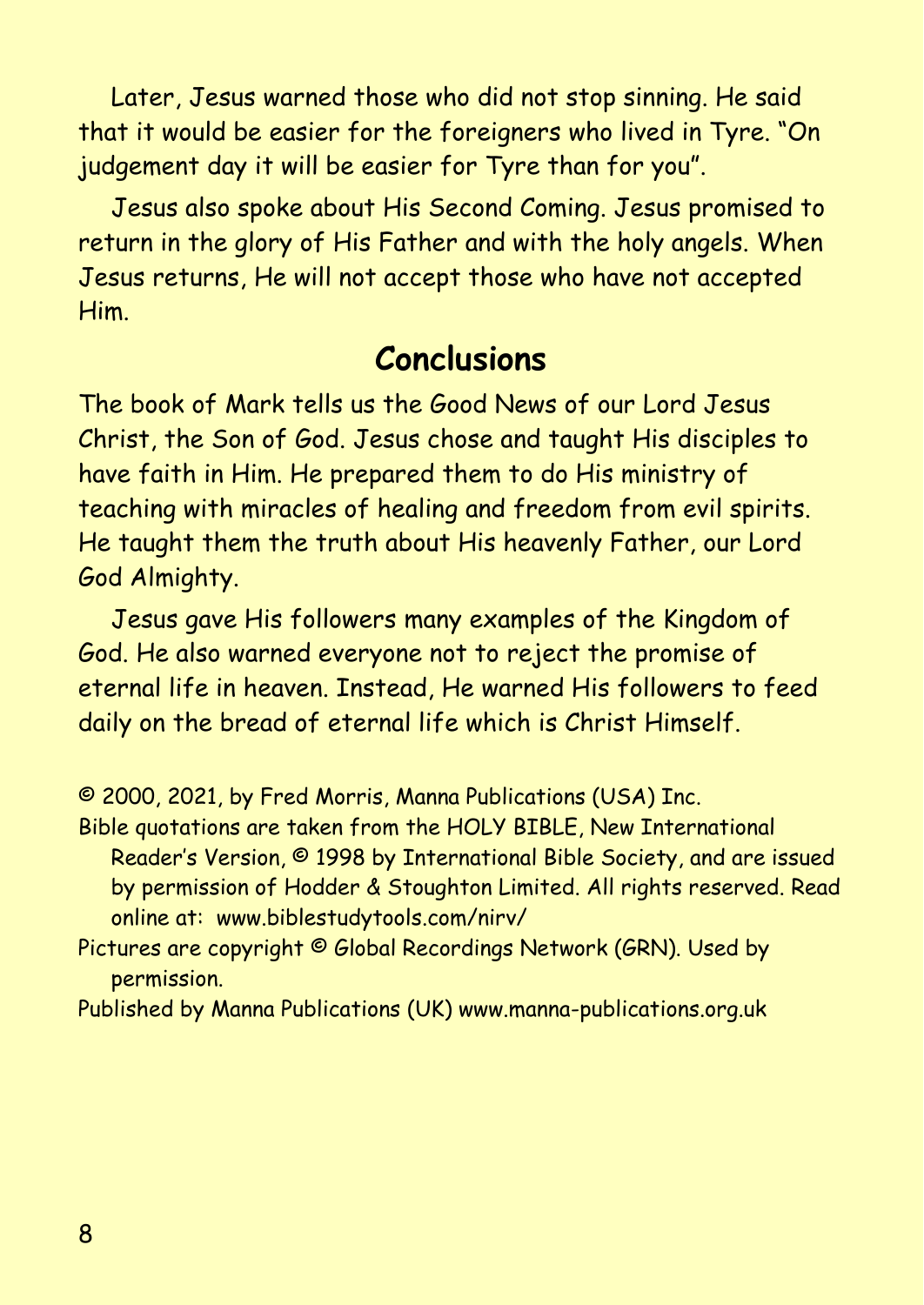Later, Jesus warned those who did not stop sinning. He said that it would be easier for the foreigners who lived in Tyre. "On judgement day it will be easier for Tyre than for you".

Jesus also spoke about His Second Coming. Jesus promised to return in the glory of His Father and with the holy angels. When Jesus returns, He will not accept those who have not accepted Him.

## Conclusions

The book of Mark tells us the Good News of our Lord Jesus Christ, the Son of God. Jesus chose and taught His disciples to have faith in Him. He prepared them to do His ministry of teaching with miracles of healing and freedom from evil spirits. He taught them the truth about His heavenly Father, our Lord God Almighty.

Jesus gave His followers many examples of the Kingdom of God. He also warned everyone not to reject the promise of eternal life in heaven. Instead, He warned His followers to feed daily on the bread of eternal life which is Christ Himself.

© 2000, 2021, by Fred Morris, Manna Publications (USA) Inc.

Bible quotations are taken from the HOLY BIBLE, New International Reader's Version, © 1998 by International Bible Society, and are issued by permission of Hodder & Stoughton Limited. All rights reserved. Read online at: www.biblestudytools.com/nirv/

Pictures are copyright © Global Recordings Network (GRN). Used by permission.

Published by Manna Publications (UK) www.manna-publications.org.uk